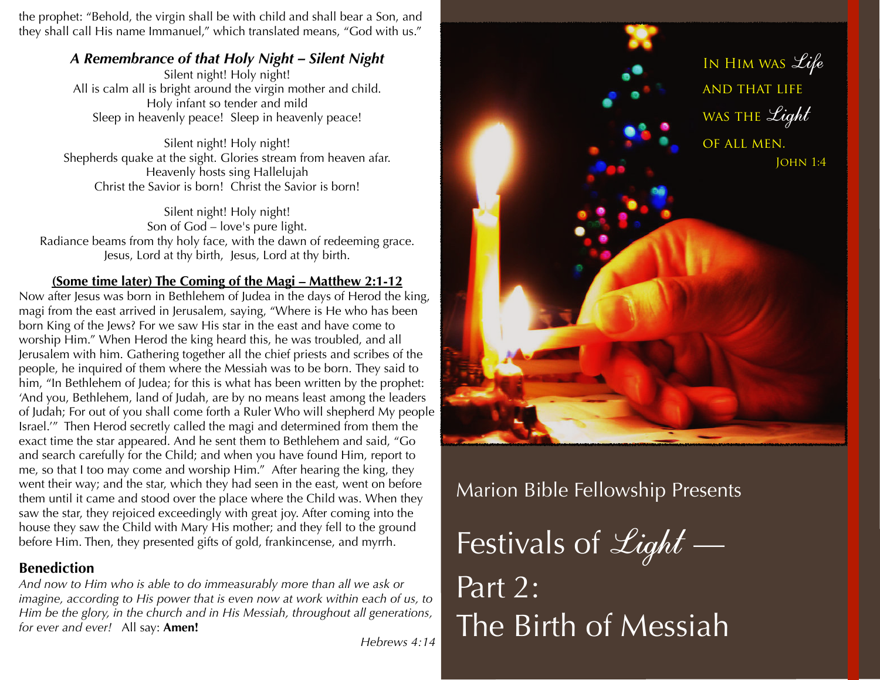the prophet: "Behold, the virgin shall be with child and shall bear a Son, and they shall call His name Immanuel," which translated means, "God with us."

### *A Remembrance of that Holy Night – Silent Night*

Silent night! Holy night!
All is calm all is bright around the virgin mother and child.
Holy infant so tender and mild
Sleep in heavenly peace! Sleep in heavenly peace!

Silent night! Holy night!
Shepherds quake at the sight. Glories stream from heaven afar.
Heavenly hosts sing Hallelujah
Christ the Savior is born! Christ the Savior is born!

Silent night! Holy night!
Son of God – love's pure light.
Radiance beams from thy holy face, with the dawn of redeeming grace.
Jesus, Lord at thy birth, Jesus, Lord at thy birth.

### (Some time later) The Coming of the Magi – Matthew 2:1-12

Now after Jesus was born in Bethlehem of Judea in the days of Herod the king, magi from the east arrived in Jerusalem, saying, "Where is He who has been born King of the Jews? For we saw His star in the east and have come to worship Him." When Herod the king heard this, he was troubled, and all Jerusalem with him. Gathering together all the chief priests and scribes of the people, he inquired of them where the Messiah was to be born. They said to him, "In Bethlehem of Judea; for this is what has been written by the prophet: 'And you, Bethlehem, land of Judah, are by no means least among the leaders of Judah; For out of you shall come forth a Ruler Who will shepherd My people Israel.'" Then Herod secretly called the magi and determined from them the exact time the star appeared. And he sent them to Bethlehem and said, "Go and search carefully for the Child; and when you have found Him, report to me, so that I too may come and worship Him." After hearing the king, they went their way; and the star, which they had seen in the east, went on before them until it came and stood over the place where the Child was. When they saw the star, they rejoiced exceedingly with great joy. After coming into the house they saw the Child with Mary His mother; and they fell to the ground before Him. Then, they presented gifts of gold, frankincense, and myrrh.

### Benediction

*And now to Him who is able to do immeasurably more than all we ask or imagine, according to His power that is even now at work within each of us, to Him be the glory, in the church and in His Messiah, throughout all generations, for ever and ever!* All say: **Amen!**

*Hebrews 4:14*

In Him was *Life*
and that life
was the *Light*
of all men.
John 1:4

Marion Bible Fellowship Presents

# Festivals of *Light* — Part 2: The Birth of Messiah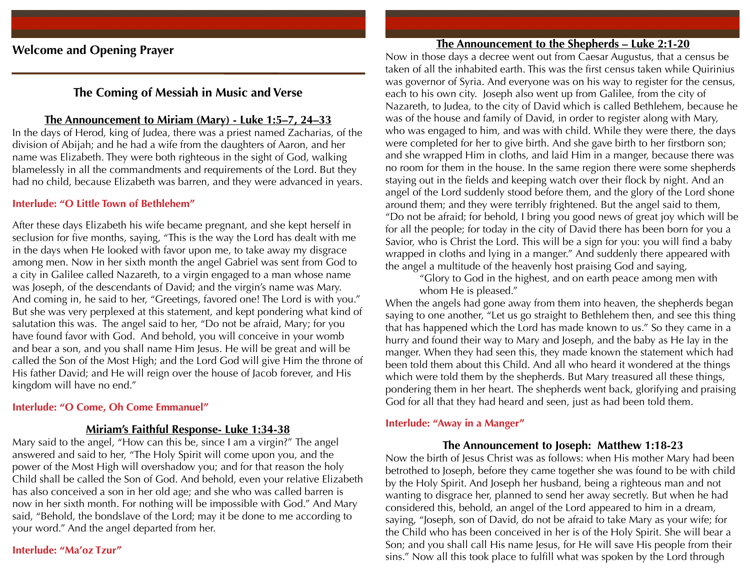## Welcome and Opening Prayer

---

## The Coming of Messiah in Music and Verse

### The Announcement to Miriam (Mary) - Luke 1:5–7, 24–33

In the days of Herod, king of Judea, there was a priest named Zacharias, of the division of Abijah; and he had a wife from the daughters of Aaron, and her name was Elizabeth. They were both righteous in the sight of God, walking blamelessly in all the commandments and requirements of the Lord. But they had no child, because Elizabeth was barren, and they were advanced in years.

**Interlude: "O Little Town of Bethlehem"**

After these days Elizabeth his wife became pregnant, and she kept herself in seclusion for five months, saying, "This is the way the Lord has dealt with me in the days when He looked with favor upon me, to take away my disgrace among men. Now in her sixth month the angel Gabriel was sent from God to a city in Galilee called Nazareth, to a virgin engaged to a man whose name was Joseph, of the descendants of David; and the virgin's name was Mary. And coming in, he said to her, "Greetings, favored one! The Lord is with you." But she was very perplexed at this statement, and kept pondering what kind of salutation this was. The angel said to her, "Do not be afraid, Mary; for you have found favor with God. And behold, you will conceive in your womb and bear a son, and you shall name Him Jesus. He will be great and will be called the Son of the Most High; and the Lord God will give Him the throne of His father David; and He will reign over the house of Jacob forever, and His kingdom will have no end."

**Interlude: "O Come, Oh Come Emmanuel"**

### Miriam's Faithful Response- Luke 1:34-38

Mary said to the angel, "How can this be, since I am a virgin?" The angel answered and said to her, "The Holy Spirit will come upon you, and the power of the Most High will overshadow you; and for that reason the holy Child shall be called the Son of God. And behold, even your relative Elizabeth has also conceived a son in her old age; and she who was called barren is now in her sixth month. For nothing will be impossible with God." And Mary said, "Behold, the bondslave of the Lord; may it be done to me according to your word." And the angel departed from her.

**Interlude: "Ma'oz Tzur"**

### The Announcement to the Shepherds – Luke 2:1-20

Now in those days a decree went out from Caesar Augustus, that a census be taken of all the inhabited earth. This was the first census taken while Quirinius was governor of Syria. And everyone was on his way to register for the census, each to his own city. Joseph also went up from Galilee, from the city of Nazareth, to Judea, to the city of David which is called Bethlehem, because he was of the house and family of David, in order to register along with Mary, who was engaged to him, and was with child. While they were there, the days were completed for her to give birth. And she gave birth to her firstborn son; and she wrapped Him in cloths, and laid Him in a manger, because there was no room for them in the house. In the same region there were some shepherds staying out in the fields and keeping watch over their flock by night. And an angel of the Lord suddenly stood before them, and the glory of the Lord shone around them; and they were terribly frightened. But the angel said to them, "Do not be afraid; for behold, I bring you good news of great joy which will be for all the people; for today in the city of David there has been born for you a Savior, who is Christ the Lord. This will be a sign for you: you will find a baby wrapped in cloths and lying in a manger." And suddenly there appeared with the angel a multitude of the heavenly host praising God and saying,

> "Glory to God in the highest, and on earth peace among men with whom He is pleased."

When the angels had gone away from them into heaven, the shepherds began saying to one another, "Let us go straight to Bethlehem then, and see this thing that has happened which the Lord has made known to us." So they came in a hurry and found their way to Mary and Joseph, and the baby as He lay in the manger. When they had seen this, they made known the statement which had been told them about this Child. And all who heard it wondered at the things which were told them by the shepherds. But Mary treasured all these things, pondering them in her heart. The shepherds went back, glorifying and praising God for all that they had heard and seen, just as had been told them.

**Interlude: "Away in a Manger"**

### The Announcement to Joseph: Matthew 1:18-23

Now the birth of Jesus Christ was as follows: when His mother Mary had been betrothed to Joseph, before they came together she was found to be with child by the Holy Spirit. And Joseph her husband, being a righteous man and not wanting to disgrace her, planned to send her away secretly. But when he had considered this, behold, an angel of the Lord appeared to him in a dream, saying, "Joseph, son of David, do not be afraid to take Mary as your wife; for the Child who has been conceived in her is of the Holy Spirit. She will bear a Son; and you shall call His name Jesus, for He will save His people from their sins." Now all this took place to fulfill what was spoken by the Lord through